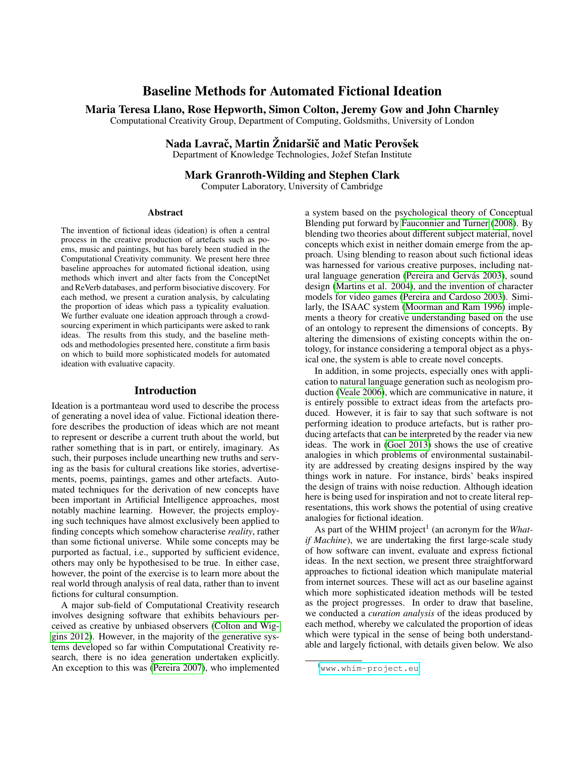# Baseline Methods for Automated Fictional Ideation

**Maria Teresa Llano, Rose Hepworth, Simon Colton, Jeremy Gow and John Charnley**
Computational Creativity Group, Department of Computing, Goldsmiths, University of London

**Nada Lavrač, Martin Žnidaršič and Matic Perovšek**
Department of Knowledge Technologies, Jožef Stefan Institute

**Mark Granroth-Wilding and Stephen Clark**
Computer Laboratory, University of Cambridge

### Abstract

The invention of fictional ideas (ideation) is often a central process in the creative production of artefacts such as poems, music and paintings, but has barely been studied in the Computational Creativity community. We present here three baseline approaches for automated fictional ideation, using methods which invert and alter facts from the ConceptNet and ReVerb databases, and perform bisociative discovery. For each method, we present a curation analysis, by calculating the proportion of ideas which pass a typicality evaluation. We further evaluate one ideation approach through a crowd-sourcing experiment in which participants were asked to rank ideas. The results from this study, and the baseline methods and methodologies presented here, constitute a firm basis on which to build more sophisticated models for automated ideation with evaluative capacity.

## Introduction

Ideation is a portmanteau word used to describe the process of generating a novel idea of value. Fictional ideation therefore describes the production of ideas which are not meant to represent or describe a current truth about the world, but rather something that is in part, or entirely, imaginary. As such, their purposes include unearthing new truths and serving as the basis for cultural creations like stories, advertisements, poems, paintings, games and other artefacts. Automated techniques for the derivation of new concepts have been important in Artificial Intelligence approaches, most notably machine learning. However, the projects employing such techniques have almost exclusively been applied to finding concepts which somehow characterise *reality*, rather than some fictional universe. While some concepts may be purported as factual, i.e., supported by sufficient evidence, others may only be hypothesised to be true. In either case, however, the point of the exercise is to learn more about the real world through analysis of real data, rather than to invent fictions for cultural consumption.

A major sub-field of Computational Creativity research involves designing software that exhibits behaviours perceived as creative by unbiased observers (Colton and Wiggins 2012). However, in the majority of the generative systems developed so far within Computational Creativity research, there is no idea generation undertaken explicitly. An exception to this was (Pereira 2007), who implemented a system based on the psychological theory of Conceptual Blending put forward by Fauconnier and Turner (2008). By blending two theories about different subject material, novel concepts which exist in neither domain emerge from the approach. Using blending to reason about such fictional ideas was harnessed for various creative purposes, including natural language generation (Pereira and Gervás 2003), sound design (Martins et al. 2004), and the invention of character models for video games (Pereira and Cardoso 2003). Similarly, the ISAAC system (Moorman and Ram 1996) implements a theory for creative understanding based on the use of an ontology to represent the dimensions of concepts. By altering the dimensions of existing concepts within the ontology, for instance considering a temporal object as a physical one, the system is able to create novel concepts.

In addition, in some projects, especially ones with application to natural language generation such as neologism production (Veale 2006), which are communicative in nature, it is entirely possible to extract ideas from the artefacts produced. However, it is fair to say that such software is not performing ideation to produce artefacts, but is rather producing artefacts that can be interpreted by the reader via new ideas. The work in (Goel 2013) shows the use of creative analogies in which problems of environmental sustainability are addressed by creating designs inspired by the way things work in nature. For instance, birds' beaks inspired the design of trains with noise reduction. Although ideation here is being used for inspiration and not to create literal representations, this work shows the potential of using creative analogies for fictional ideation.

As part of the WHIM project[1] (an acronym for the *What-if Machine*), we are undertaking the first large-scale study of how software can invent, evaluate and express fictional ideas. In the next section, we present three straightforward approaches to fictional ideation which manipulate material from internet sources. These will act as our baseline against which more sophisticated ideation methods will be tested as the project progresses. In order to draw that baseline, we conducted a *curation analysis* of the ideas produced by each method, whereby we calculated the proportion of ideas which were typical in the sense of being both understandable and largely fictional, with details given below. We also

[1] www.whim-project.eu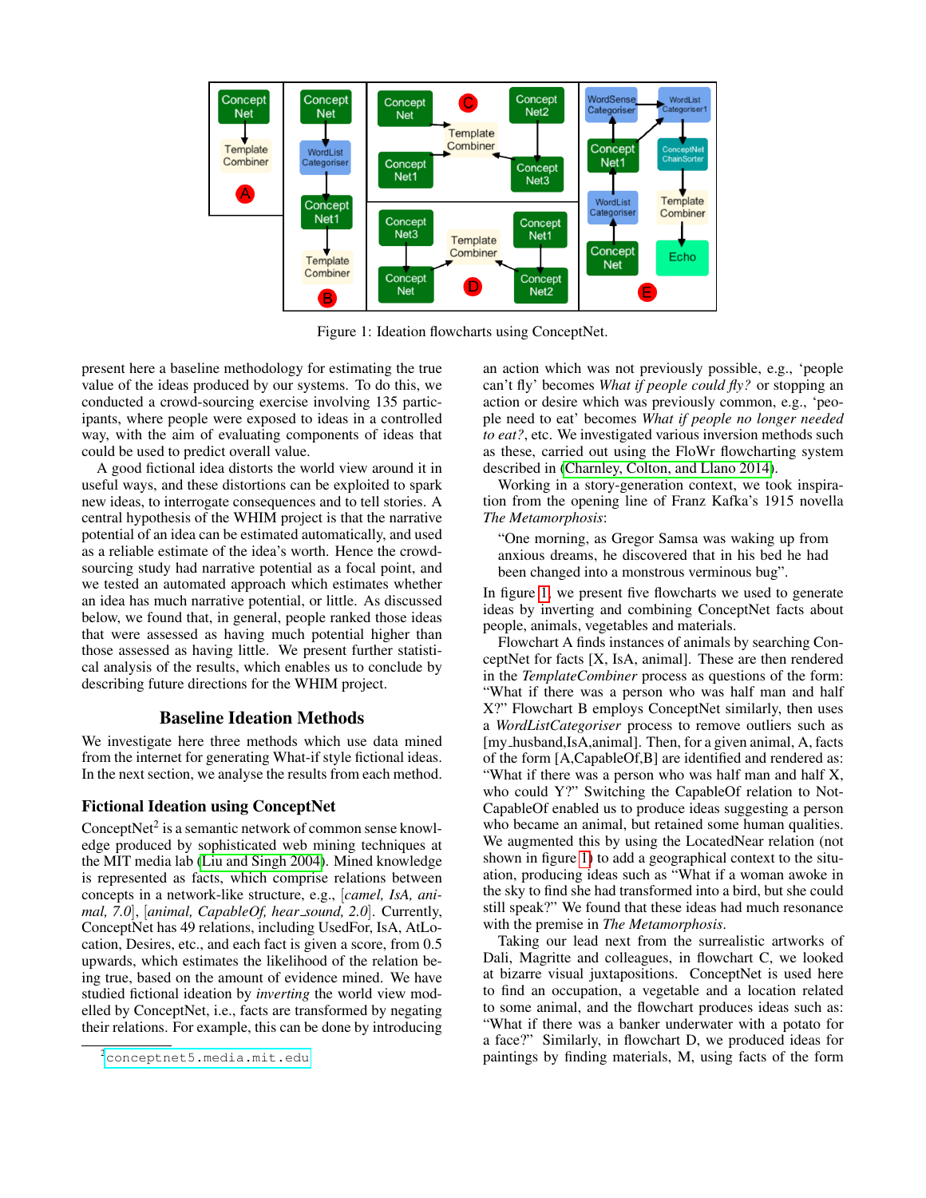Figure 1: Ideation flowcharts using ConceptNet.

present here a baseline methodology for estimating the true value of the ideas produced by our systems. To do this, we conducted a crowd-sourcing exercise involving 135 participants, where people were exposed to ideas in a controlled way, with the aim of evaluating components of ideas that could be used to predict overall value.

A good fictional idea distorts the world view around it in useful ways, and these distortions can be exploited to spark new ideas, to interrogate consequences and to tell stories. A central hypothesis of the WHIM project is that the narrative potential of an idea can be estimated automatically, and used as a reliable estimate of the idea's worth. Hence the crowd-sourcing study had narrative potential as a focal point, and we tested an automated approach which estimates whether an idea has much narrative potential, or little. As discussed below, we found that, in general, people ranked those ideas that were assessed as having much potential higher than those assessed as having little. We present further statistical analysis of the results, which enables us to conclude by describing future directions for the WHIM project.

## Baseline Ideation Methods

We investigate here three methods which use data mined from the internet for generating What-if style fictional ideas. In the next section, we analyse the results from each method.

### Fictional Ideation using ConceptNet

ConceptNet[2] is a semantic network of common sense knowledge produced by sophisticated web mining techniques at the MIT media lab (Liu and Singh 2004). Mined knowledge is represented as facts, which comprise relations between concepts in a network-like structure, e.g., [*camel, IsA, animal, 7.0*], [*animal, CapableOf, hear_sound, 2.0*]. Currently, ConceptNet has 49 relations, including UsedFor, IsA, AtLocation, Desires, etc., and each fact is given a score, from 0.5 upwards, which estimates the likelihood of the relation being true, based on the amount of evidence mined. We have studied fictional ideation by *inverting* the world view modelled by ConceptNet, i.e., facts are transformed by negating their relations. For example, this can be done by introducing an action which was not previously possible, e.g., 'people can't fly' becomes *What if people could fly?* or stopping an action or desire which was previously common, e.g., 'people need to eat' becomes *What if people no longer needed to eat?*, etc. We investigated various inversion methods such as these, carried out using the FloWr flowcharting system described in (Charnley, Colton, and Llano 2014).

Working in a story-generation context, we took inspiration from the opening line of Franz Kafka's 1915 novella *The Metamorphosis*:

> "One morning, as Gregor Samsa was waking up from anxious dreams, he discovered that in his bed he had been changed into a monstrous verminous bug".

In figure 1, we present five flowcharts we used to generate ideas by inverting and combining ConceptNet facts about people, animals, vegetables and materials.

Flowchart A finds instances of animals by searching ConceptNet for facts [X, IsA, animal]. These are then rendered in the *TemplateCombiner* process as questions of the form: "What if there was a person who was half man and half X?" Flowchart B employs ConceptNet similarly, then uses a *WordListCategoriser* process to remove outliers such as [my_husband,IsA,animal]. Then, for a given animal, A, facts of the form [A,CapableOf,B] are identified and rendered as: "What if there was a person who was half man and half X, who could Y?" Switching the CapableOf relation to NotCapableOf enabled us to produce ideas suggesting a person who became an animal, but retained some human qualities. We augmented this by using the LocatedNear relation (not shown in figure 1) to add a geographical context to the situation, producing ideas such as "What if a woman awoke in the sky to find she had transformed into a bird, but she could still speak?" We found that these ideas had much resonance with the premise in *The Metamorphosis*.

Taking our lead next from the surrealistic artworks of Dali, Magritte and colleagues, in flowchart C, we looked at bizarre visual juxtapositions. ConceptNet is used here to find an occupation, a vegetable and a location related to some animal, and the flowchart produces ideas such as: "What if there was a banker underwater with a potato for a face?" Similarly, in flowchart D, we produced ideas for paintings by finding materials, M, using facts of the form

[2] conceptnet5.media.mit.edu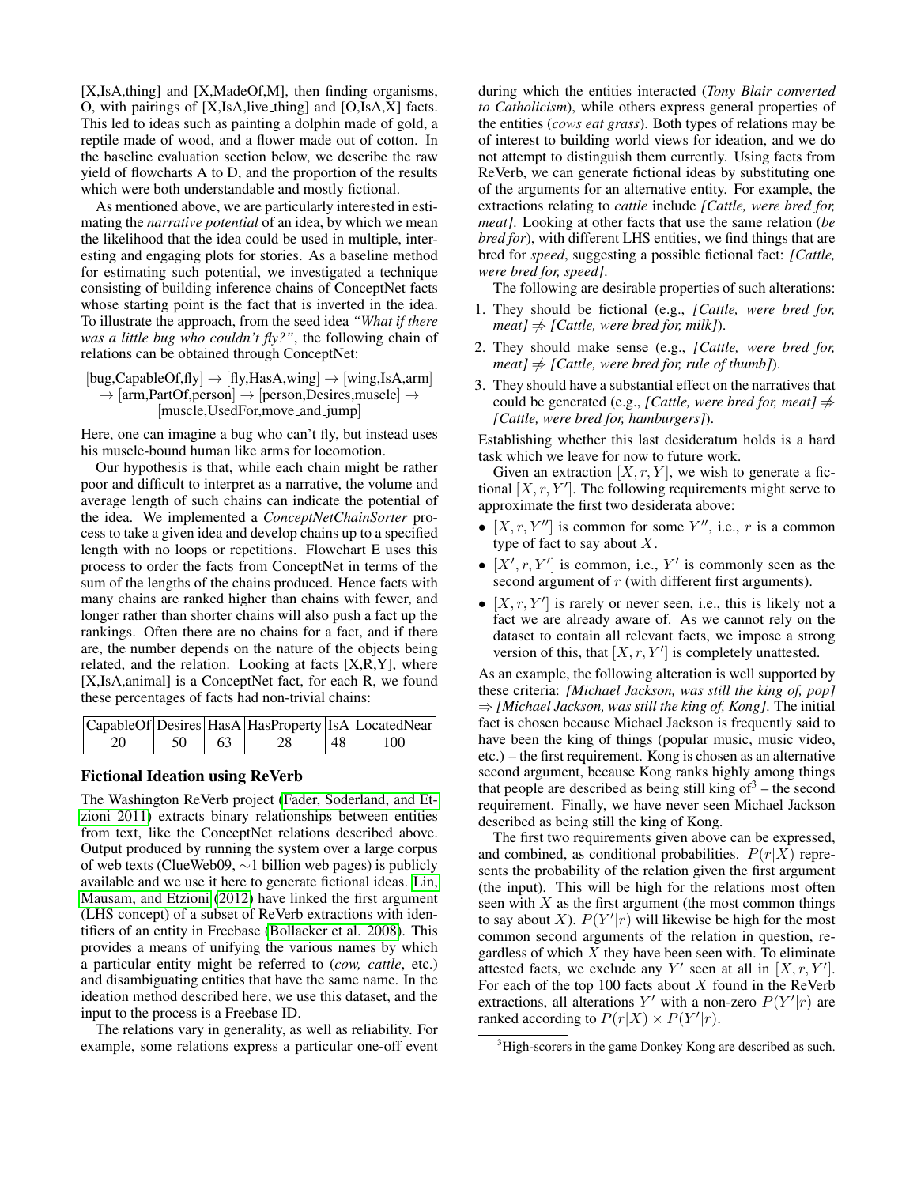[X,IsA,thing] and [X,MadeOf,M], then finding organisms, O, with pairings of [X,IsA,live_thing] and [O,IsA,X] facts. This led to ideas such as painting a dolphin made of gold, a reptile made of wood, and a flower made out of cotton. In the baseline evaluation section below, we describe the raw yield of flowcharts A to D, and the proportion of the results which were both understandable and mostly fictional.

As mentioned above, we are particularly interested in estimating the *narrative potential* of an idea, by which we mean the likelihood that the idea could be used in multiple, interesting and engaging plots for stories. As a baseline method for estimating such potential, we investigated a technique consisting of building inference chains of ConceptNet facts whose starting point is the fact that is inverted in the idea. To illustrate the approach, from the seed idea *"What if there was a little bug who couldn't fly?"*, the following chain of relations can be obtained through ConceptNet:

$$[\text{bug,CapableOf,fly}] \rightarrow [\text{fly,HasA,wing}] \rightarrow [\text{wing,IsA,arm}] \rightarrow [\text{arm,PartOf,person}] \rightarrow [\text{person,Desires,muscle}] \rightarrow [\text{muscle,UsedFor,move\_and\_jump}]$$

Here, one can imagine a bug who can't fly, but instead uses his muscle-bound human like arms for locomotion.

Our hypothesis is that, while each chain might be rather poor and difficult to interpret as a narrative, the volume and average length of such chains can indicate the potential of the idea. We implemented a *ConceptNetChainSorter* process to take a given idea and develop chains up to a specified length with no loops or repetitions. Flowchart E uses this process to order the facts from ConceptNet in terms of the sum of the lengths of the chains produced. Hence facts with many chains are ranked higher than chains with fewer, and longer rather than shorter chains will also push a fact up the rankings. Often there are no chains for a fact, and if there are, the number depends on the nature of the objects being related, and the relation. Looking at facts [X,R,Y], where [X,IsA,animal] is a ConceptNet fact, for each R, we found these percentages of facts had non-trivial chains:

| CapableOf | Desires | HasA | HasProperty | IsA | LocatedNear |
|---|---|---|---|---|---|
| 20 | 50 | 63 | 28 | 48 | 100 |

## Fictional Ideation using ReVerb

The Washington ReVerb project (Fader, Soderland, and Etzioni 2011) extracts binary relationships between entities from text, like the ConceptNet relations described above. Output produced by running the system over a large corpus of web texts (ClueWeb09, ∼1 billion web pages) is publicly available and we use it here to generate fictional ideas. Lin, Mausam, and Etzioni (2012) have linked the first argument (LHS concept) of a subset of ReVerb extractions with identifiers of an entity in Freebase (Bollacker et al. 2008). This provides a means of unifying the various names by which a particular entity might be referred to (*cow, cattle*, etc.) and disambiguating entities that have the same name. In the ideation method described here, we use this dataset, and the input to the process is a Freebase ID.

The relations vary in generality, as well as reliability. For example, some relations express a particular one-off event during which the entities interacted (*Tony Blair converted to Catholicism*), while others express general properties of the entities (*cows eat grass*). Both types of relations may be of interest to building world views for ideation, and we do not attempt to distinguish them currently. Using facts from ReVerb, we can generate fictional ideas by substituting one of the arguments for an alternative entity. For example, the extractions relating to *cattle* include *[Cattle, were bred for, meat]*. Looking at other facts that use the same relation (*be bred for*), with different LHS entities, we find things that are bred for *speed*, suggesting a possible fictional fact: *[Cattle, were bred for, speed]*.

The following are desirable properties of such alterations:

1. They should be fictional (e.g., *[Cattle, were bred for, meat]* $\not\Rightarrow$ *[Cattle, were bred for, milk]*).
2. They should make sense (e.g., *[Cattle, were bred for, meat]* $\not\Rightarrow$ *[Cattle, were bred for, rule of thumb]*).
3. They should have a substantial effect on the narratives that could be generated (e.g., *[Cattle, were bred for, meat]* $\not\Rightarrow$ *[Cattle, were bred for, hamburgers]*).

Establishing whether this last desideratum holds is a hard task which we leave for now to future work.

Given an extraction $[X, r, Y]$, we wish to generate a fictional $[X, r, Y']$. The following requirements might serve to approximate the first two desiderata above:

- $[X, r, Y'']$ is common for some $Y''$, i.e., $r$ is a common type of fact to say about $X$.
- $[X', r, Y']$ is common, i.e., $Y'$ is commonly seen as the second argument of $r$ (with different first arguments).
- $[X, r, Y']$ is rarely or never seen, i.e., this is likely not a fact we are already aware of. As we cannot rely on the dataset to contain all relevant facts, we impose a strong version of this, that $[X, r, Y']$ is completely unattested.

As an example, the following alteration is well supported by these criteria: *[Michael Jackson, was still the king of, pop]* $\Rightarrow$ *[Michael Jackson, was still the king of, Kong]*. The initial fact is chosen because Michael Jackson is frequently said to have been the king of things (popular music, music video, etc.) – the first requirement. Kong is chosen as an alternative second argument, because Kong ranks highly among things that people are described as being still king of[3] – the second requirement. Finally, we have never seen Michael Jackson described as being still the king of Kong.

The first two requirements given above can be expressed, and combined, as conditional probabilities. $P(r|X)$ represents the probability of the relation given the first argument (the input). This will be high for the relations most often seen with $X$ as the first argument (the most common things to say about $X$). $P(Y'|r)$ will likewise be high for the most common second arguments of the relation in question, regardless of which $X$ they have been seen with. To eliminate attested facts, we exclude any $Y'$ seen at all in $[X, r, Y']$. For each of the top 100 facts about $X$ found in the ReVerb extractions, all alterations $Y'$ with a non-zero $P(Y'|r)$ are ranked according to $P(r|X) \times P(Y'|r)$.

[3] High-scorers in the game Donkey Kong are described as such.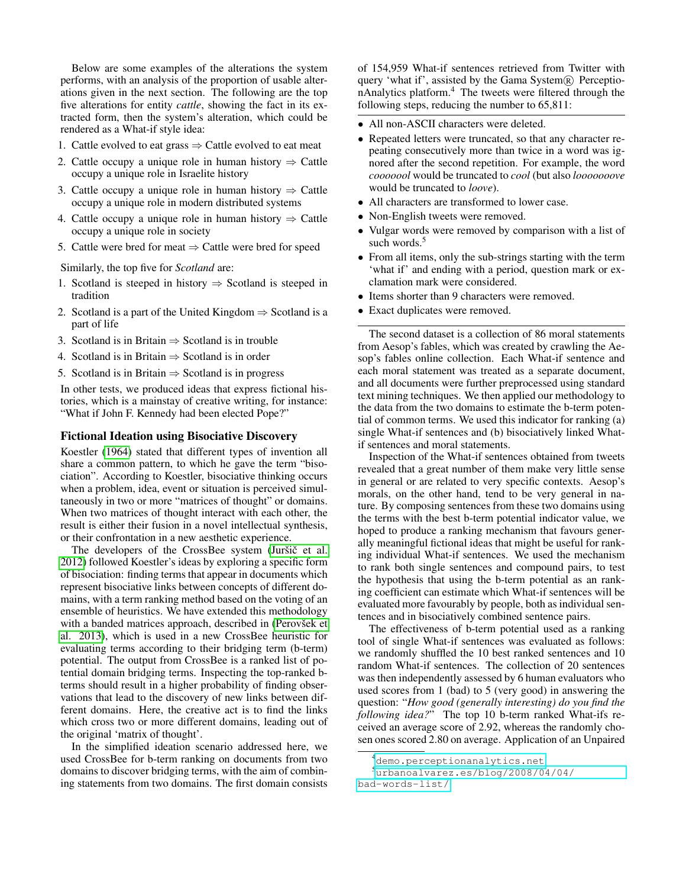Below are some examples of the alterations the system performs, with an analysis of the proportion of usable alterations given in the next section. The following are the top five alterations for entity *cattle*, showing the fact in its extracted form, then the system's alteration, which could be rendered as a What-if style idea:

1. Cattle evolved to eat grass ⇒ Cattle evolved to eat meat
2. Cattle occupy a unique role in human history ⇒ Cattle occupy a unique role in Israelite history
3. Cattle occupy a unique role in human history ⇒ Cattle occupy a unique role in modern distributed systems
4. Cattle occupy a unique role in human history ⇒ Cattle occupy a unique role in society
5. Cattle were bred for meat ⇒ Cattle were bred for speed

Similarly, the top five for *Scotland* are:

1. Scotland is steeped in history ⇒ Scotland is steeped in tradition
2. Scotland is a part of the United Kingdom ⇒ Scotland is a part of life
3. Scotland is in Britain ⇒ Scotland is in trouble
4. Scotland is in Britain ⇒ Scotland is in order
5. Scotland is in Britain ⇒ Scotland is in progress

In other tests, we produced ideas that express fictional histories, which is a mainstay of creative writing, for instance: "What if John F. Kennedy had been elected Pope?"

## Fictional Ideation using Bisociative Discovery

Koestler (1964) stated that different types of invention all share a common pattern, to which he gave the term "bisociation". According to Koestler, bisociative thinking occurs when a problem, idea, event or situation is perceived simultaneously in two or more "matrices of thought" or domains. When two matrices of thought interact with each other, the result is either their fusion in a novel intellectual synthesis, or their confrontation in a new aesthetic experience.

The developers of the CrossBee system (Juršič et al. 2012) followed Koestler's ideas by exploring a specific form of bisociation: finding terms that appear in documents which represent bisociative links between concepts of different domains, with a term ranking method based on the voting of an ensemble of heuristics. We have extended this methodology with a banded matrices approach, described in (Perovšek et al. 2013), which is used in a new CrossBee heuristic for evaluating terms according to their bridging term (b-term) potential. The output from CrossBee is a ranked list of potential domain bridging terms. Inspecting the top-ranked b-terms should result in a higher probability of finding observations that lead to the discovery of new links between different domains. Here, the creative act is to find the links which cross two or more different domains, leading out of the original 'matrix of thought'.

In the simplified ideation scenario addressed here, we used CrossBee for b-term ranking on documents from two domains to discover bridging terms, with the aim of combining statements from two domains. The first domain consists of 154,959 What-if sentences retrieved from Twitter with query 'what if', assisted by the Gama System® PerceptionAnalytics platform.[4] The tweets were filtered through the following steps, reducing the number to 65,811:

- All non-ASCII characters were deleted.
- Repeated letters were truncated, so that any character repeating consecutively more than twice in a word was ignored after the second repetition. For example, the word *coooooool* would be truncated to *cool* (but also *looooooove* would be truncated to *loove*).
- All characters are transformed to lower case.
- Non-English tweets were removed.
- Vulgar words were removed by comparison with a list of such words.[5]
- From all items, only the sub-strings starting with the term 'what if' and ending with a period, question mark or exclamation mark were considered.
- Items shorter than 9 characters were removed.
- Exact duplicates were removed.

The second dataset is a collection of 86 moral statements from Aesop's fables, which was created by crawling the Aesop's fables online collection. Each What-if sentence and each moral statement was treated as a separate document, and all documents were further preprocessed using standard text mining techniques. We then applied our methodology to the data from the two domains to estimate the b-term potential of common terms. We used this indicator for ranking (a) single What-if sentences and (b) bisociatively linked What-if sentences and moral statements.

Inspection of the What-if sentences obtained from tweets revealed that a great number of them make very little sense in general or are related to very specific contexts. Aesop's morals, on the other hand, tend to be very general in nature. By composing sentences from these two domains using the terms with the best b-term potential indicator value, we hoped to produce a ranking mechanism that favours generally meaningful fictional ideas that might be useful for ranking individual What-if sentences. We used the mechanism to rank both single sentences and compound pairs, to test the hypothesis that using the b-term potential as an ranking coefficient can estimate which What-if sentences will be evaluated more favourably by people, both as individual sentences and in bisociatively combined sentence pairs.

The effectiveness of b-term potential used as a ranking tool of single What-if sentences was evaluated as follows: we randomly shuffled the 10 best ranked sentences and 10 random What-if sentences. The collection of 20 sentences was then independently assessed by 6 human evaluators who used scores from 1 (bad) to 5 (very good) in answering the question: "*How good (generally interesting) do you find the following idea?*" The top 10 b-term ranked What-ifs received an average score of 2.92, whereas the randomly chosen ones scored 2.80 on average. Application of an Unpaired

[4] demo.perceptionanalytics.net

[5] urbanoalvarez.es/blog/2008/04/04/bad-words-list/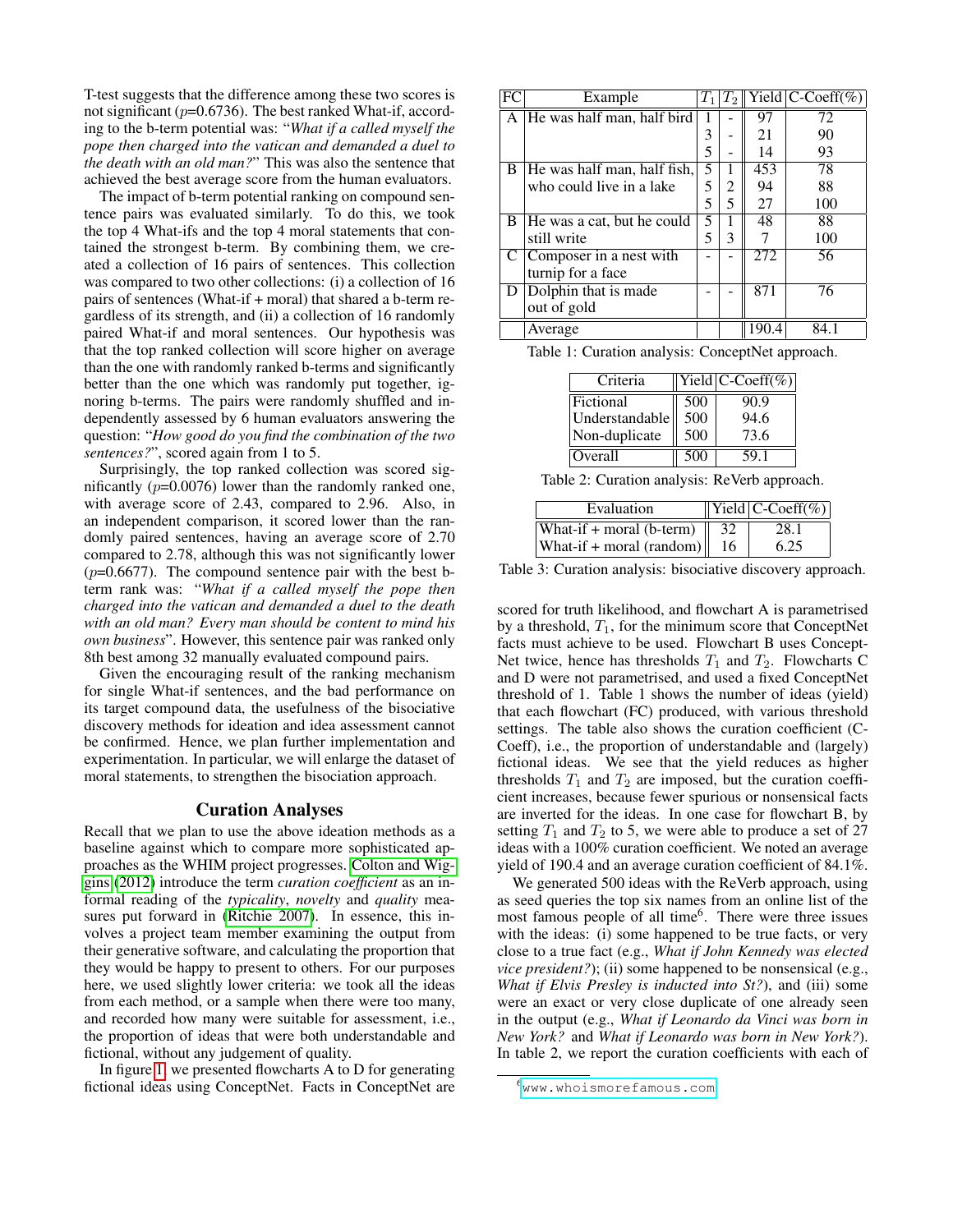T-test suggests that the difference among these two scores is not significant ($p$=0.6736). The best ranked What-if, according to the b-term potential was: "*What if a called myself the pope then charged into the vatican and demanded a duel to the death with an old man?*" This was also the sentence that achieved the best average score from the human evaluators.

The impact of b-term potential ranking on compound sentence pairs was evaluated similarly. To do this, we took the top 4 What-ifs and the top 4 moral statements that contained the strongest b-term. By combining them, we created a collection of 16 pairs of sentences. This collection was compared to two other collections: (i) a collection of 16 pairs of sentences (What-if + moral) that shared a b-term regardless of its strength, and (ii) a collection of 16 randomly paired What-if and moral sentences. Our hypothesis was that the top ranked collection will score higher on average than the one with randomly ranked b-terms and significantly better than the one which was randomly put together, ignoring b-terms. The pairs were randomly shuffled and independently assessed by 6 human evaluators answering the question: "*How good do you find the combination of the two sentences?*", scored again from 1 to 5.

Surprisingly, the top ranked collection was scored significantly ($p$=0.0076) lower than the randomly ranked one, with average score of 2.43, compared to 2.96. Also, in an independent comparison, it scored lower than the randomly paired sentences, having an average score of 2.70 compared to 2.78, although this was not significantly lower ($p$=0.6677). The compound sentence pair with the best b-term rank was: "*What if a called myself the pope then charged into the vatican and demanded a duel to the death with an old man? Every man should be content to mind his own business*". However, this sentence pair was ranked only 8th best among 32 manually evaluated compound pairs.

Given the encouraging result of the ranking mechanism for single What-if sentences, and the bad performance on its target compound data, the usefulness of the bisociative discovery methods for ideation and idea assessment cannot be confirmed. Hence, we plan further implementation and experimentation. In particular, we will enlarge the dataset of moral statements, to strengthen the bisociation approach.

## Curation Analyses

Recall that we plan to use the above ideation methods as a baseline against which to compare more sophisticated approaches as the WHIM project progresses. Colton and Wiggins (2012) introduce the term *curation coefficient* as an informal reading of the *typicality*, *novelty* and *quality* measures put forward in (Ritchie 2007). In essence, this involves a project team member examining the output from their generative software, and calculating the proportion that they would be happy to present to others. For our purposes here, we used slightly lower criteria: we took all the ideas from each method, or a sample when there were too many, and recorded how many were suitable for assessment, i.e., the proportion of ideas that were both understandable and fictional, without any judgement of quality.

In figure 1, we presented flowcharts A to D for generating fictional ideas using ConceptNet. Facts in ConceptNet are scored for truth likelihood, and flowchart A is parametrised by a threshold, $T_1$, for the minimum score that ConceptNet facts must achieve to be used. Flowchart B uses ConceptNet twice, hence has thresholds $T_1$ and $T_2$. Flowcharts C and D were not parametrised, and used a fixed ConceptNet threshold of 1. Table 1 shows the number of ideas (yield) that each flowchart (FC) produced, with various threshold settings. The table also shows the curation coefficient (C-Coeff), i.e., the proportion of understandable and (largely) fictional ideas. We see that the yield reduces as higher thresholds $T_1$ and $T_2$ are imposed, but the curation coefficient increases, because fewer spurious or nonsensical facts are inverted for the ideas. In one case for flowchart B, by setting $T_1$ and $T_2$ to 5, we were able to produce a set of 27 ideas with a 100% curation coefficient. We noted an average yield of 190.4 and an average curation coefficient of 84.1%.

| FC | Example | $T_1$ | $T_2$ | Yield | C-Coeff(%) |
|---|---|---|---|---|---|
| A | He was half man, half bird | 1 | - | 97 | 72 |
| | | 3 | - | 21 | 90 |
| | | 5 | - | 14 | 93 |
| B | He was half man, half fish, who could live in a lake | 5 | 1 | 453 | 78 |
| | | 5 | 2 | 94 | 88 |
| | | 5 | 5 | 27 | 100 |
| B | He was a cat, but he could still write | 5 | 1 | 48 | 88 |
| | | 5 | 3 | 7 | 100 |
| C | Composer in a nest with turnip for a face | - | - | 272 | 56 |
| D | Dolphin that is made out of gold | - | - | 871 | 76 |
| | Average | | | 190.4 | 84.1 |

Table 1: Curation analysis: ConceptNet approach.

| Criteria | Yield | C-Coeff(%) |
|---|---|---|
| Fictional | 500 | 90.9 |
| Understandable | 500 | 94.6 |
| Non-duplicate | 500 | 73.6 |
| Overall | 500 | 59.1 |

Table 2: Curation analysis: ReVerb approach.

| Evaluation | Yield | C-Coeff(%) |
|---|---|---|
| What-if + moral (b-term) | 32 | 28.1 |
| What-if + moral (random) | 16 | 6.25 |

Table 3: Curation analysis: bisociative discovery approach.

We generated 500 ideas with the ReVerb approach, using as seed queries the top six names from an online list of the most famous people of all time[6]. There were three issues with the ideas: (i) some happened to be true facts, or very close to a true fact (e.g., *What if John Kennedy was elected vice president?*); (ii) some happened to be nonsensical (e.g., *What if Elvis Presley is inducted into St?*), and (iii) some were an exact or very close duplicate of one already seen in the output (e.g., *What if Leonardo da Vinci was born in New York?* and *What if Leonardo was born in New York?*). In table 2, we report the curation coefficients with each of

[6] www.whoismorefamous.com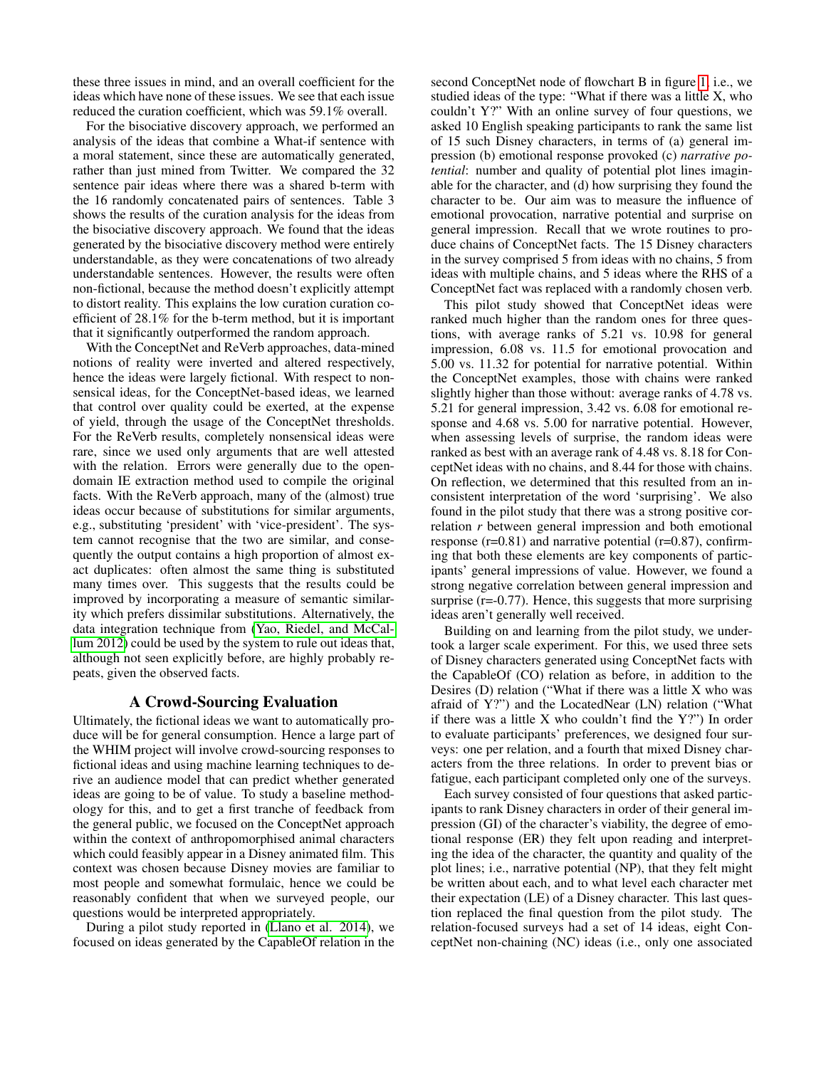these three issues in mind, and an overall coefficient for the ideas which have none of these issues. We see that each issue reduced the curation coefficient, which was 59.1% overall.

For the bisociative discovery approach, we performed an analysis of the ideas that combine a What-if sentence with a moral statement, since these are automatically generated, rather than just mined from Twitter. We compared the 32 sentence pair ideas where there was a shared b-term with the 16 randomly concatenated pairs of sentences. Table 3 shows the results of the curation analysis for the ideas from the bisociative discovery approach. We found that the ideas generated by the bisociative discovery method were entirely understandable, as they were concatenations of two already understandable sentences. However, the results were often non-fictional, because the method doesn't explicitly attempt to distort reality. This explains the low curation curation coefficient of 28.1% for the b-term method, but it is important that it significantly outperformed the random approach.

With the ConceptNet and ReVerb approaches, data-mined notions of reality were inverted and altered respectively, hence the ideas were largely fictional. With respect to nonsensical ideas, for the ConceptNet-based ideas, we learned that control over quality could be exerted, at the expense of yield, through the usage of the ConceptNet thresholds. For the ReVerb results, completely nonsensical ideas were rare, since we used only arguments that are well attested with the relation. Errors were generally due to the open-domain IE extraction method used to compile the original facts. With the ReVerb approach, many of the (almost) true ideas occur because of substitutions for similar arguments, e.g., substituting 'president' with 'vice-president'. The system cannot recognise that the two are similar, and consequently the output contains a high proportion of almost exact duplicates: often almost the same thing is substituted many times over. This suggests that the results could be improved by incorporating a measure of semantic similarity which prefers dissimilar substitutions. Alternatively, the data integration technique from (Yao, Riedel, and McCallum 2012) could be used by the system to rule out ideas that, although not seen explicitly before, are highly probably repeats, given the observed facts.

## A Crowd-Sourcing Evaluation

Ultimately, the fictional ideas we want to automatically produce will be for general consumption. Hence a large part of the WHIM project will involve crowd-sourcing responses to fictional ideas and using machine learning techniques to derive an audience model that can predict whether generated ideas are going to be of value. To study a baseline methodology for this, and to get a first tranche of feedback from the general public, we focused on the ConceptNet approach within the context of anthropomorphised animal characters which could feasibly appear in a Disney animated film. This context was chosen because Disney movies are familiar to most people and somewhat formulaic, hence we could be reasonably confident that when we surveyed people, our questions would be interpreted appropriately.

During a pilot study reported in (Llano et al. 2014), we focused on ideas generated by the CapableOf relation in the second ConceptNet node of flowchart B in figure 1, i.e., we studied ideas of the type: "What if there was a little X, who couldn't Y?" With an online survey of four questions, we asked 10 English speaking participants to rank the same list of 15 such Disney characters, in terms of (a) general impression (b) emotional response provoked (c) *narrative potential*: number and quality of potential plot lines imaginable for the character, and (d) how surprising they found the character to be. Our aim was to measure the influence of emotional provocation, narrative potential and surprise on general impression. Recall that we wrote routines to produce chains of ConceptNet facts. The 15 Disney characters in the survey comprised 5 from ideas with no chains, 5 from ideas with multiple chains, and 5 ideas where the RHS of a ConceptNet fact was replaced with a randomly chosen verb.

This pilot study showed that ConceptNet ideas were ranked much higher than the random ones for three questions, with average ranks of 5.21 vs. 10.98 for general impression, 6.08 vs. 11.5 for emotional provocation and 5.00 vs. 11.32 for potential for narrative potential. Within the ConceptNet examples, those with chains were ranked slightly higher than those without: average ranks of 4.78 vs. 5.21 for general impression, 3.42 vs. 6.08 for emotional response and 4.68 vs. 5.00 for narrative potential. However, when assessing levels of surprise, the random ideas were ranked as best with an average rank of 4.48 vs. 8.18 for ConceptNet ideas with no chains, and 8.44 for those with chains. On reflection, we determined that this resulted from an inconsistent interpretation of the word 'surprising'. We also found in the pilot study that there was a strong positive correlation $r$ between general impression and both emotional response (r=0.81) and narrative potential (r=0.87), confirming that both these elements are key components of participants' general impressions of value. However, we found a strong negative correlation between general impression and surprise (r=-0.77). Hence, this suggests that more surprising ideas aren't generally well received.

Building on and learning from the pilot study, we undertook a larger scale experiment. For this, we used three sets of Disney characters generated using ConceptNet facts with the CapableOf (CO) relation as before, in addition to the Desires (D) relation ("What if there was a little X who was afraid of Y?") and the LocatedNear (LN) relation ("What if there was a little X who couldn't find the Y?") In order to evaluate participants' preferences, we designed four surveys: one per relation, and a fourth that mixed Disney characters from the three relations. In order to prevent bias or fatigue, each participant completed only one of the surveys.

Each survey consisted of four questions that asked participants to rank Disney characters in order of their general impression (GI) of the character's viability, the degree of emotional response (ER) they felt upon reading and interpreting the idea of the character, the quantity and quality of the plot lines; i.e., narrative potential (NP), that they felt might be written about each, and to what level each character met their expectation (LE) of a Disney character. This last question replaced the final question from the pilot study. The relation-focused surveys had a set of 14 ideas, eight ConceptNet non-chaining (NC) ideas (i.e., only one associated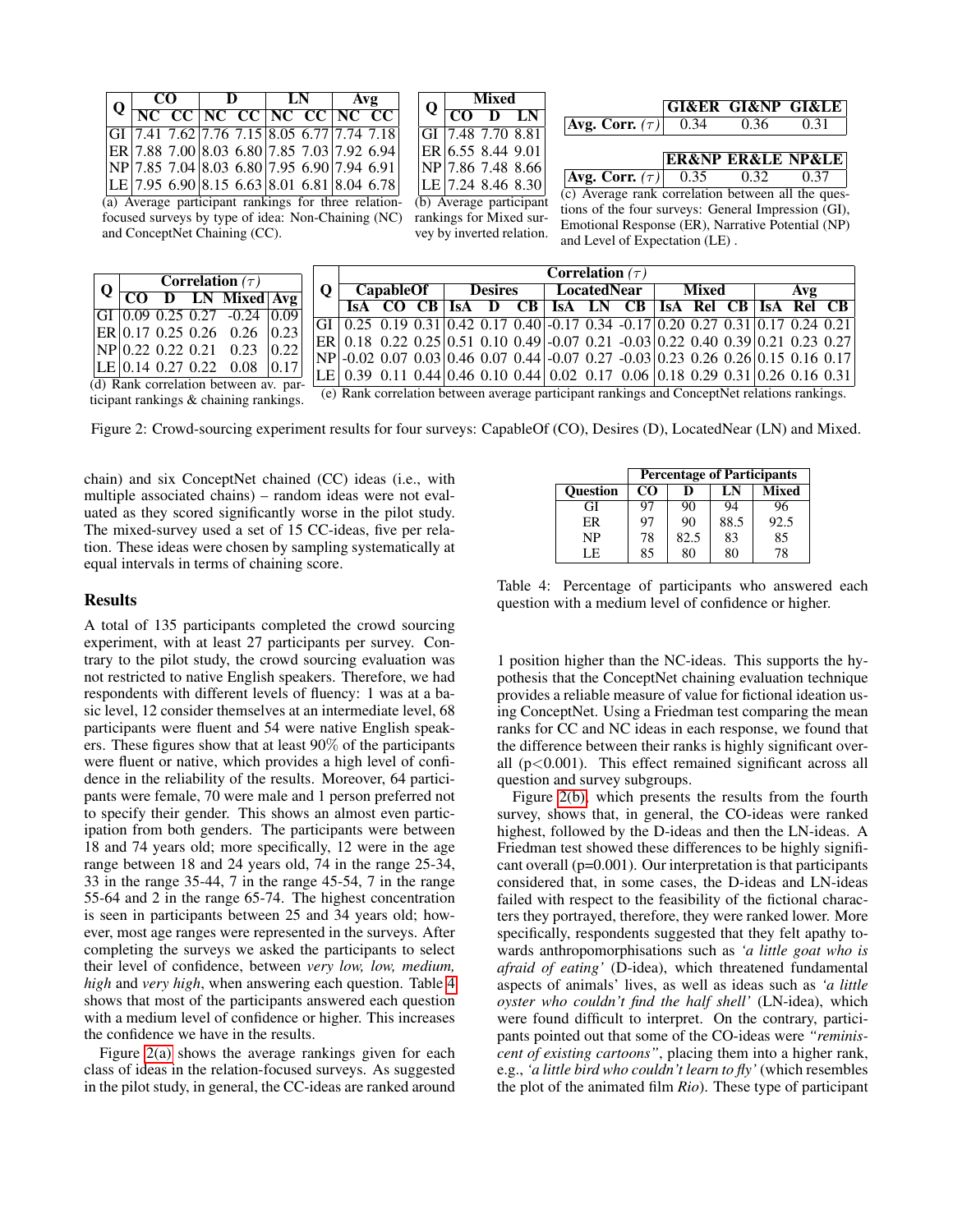| Q | CO | | D | | LN | | Avg | |
|---|---|---|---|---|---|---|---|---|
| | NC | CC | NC | CC | NC | CC | NC | CC |
| GI | 7.41 | 7.62 | 7.76 | 7.15 | 8.05 | 6.77 | 7.74 | 7.18 |
| ER | 7.88 | 7.00 | 8.03 | 6.80 | 7.85 | 7.03 | 7.92 | 6.94 |
| NP | 7.85 | 7.04 | 8.03 | 6.80 | 7.95 | 6.90 | 7.94 | 6.91 |
| LE | 7.95 | 6.90 | 8.15 | 6.63 | 8.01 | 6.81 | 8.04 | 6.78 |

(a) Average participant rankings for three relation-focused surveys by type of idea: Non-Chaining (NC) and ConceptNet Chaining (CC).

| Q | Mixed | | |
|---|---|---|---|
| | CO | D | LN |
| GI | 7.48 | 7.70 | 8.81 |
| ER | 6.55 | 8.44 | 9.01 |
| NP | 7.86 | 7.48 | 8.66 |
| LE | 7.24 | 8.46 | 8.30 |

(b) Average participant rankings for Mixed survey by inverted relation.

| | GI&ER | GI&NP | GI&LE |
|---|---|---|---|
| Avg. Corr. ($\tau$) | 0.34 | 0.36 | 0.31 |

| | ER&NP | ER&LE | NP&LE |
|---|---|---|---|
| Avg. Corr. ($\tau$) | 0.35 | 0.32 | 0.37 |

(c) Average rank correlation between all the questions of the four surveys: General Impression (GI), Emotional Response (ER), Narrative Potential (NP) and Level of Expectation (LE) .

| Q | Correlation ($\tau$) | | | | |
|---|---|---|---|---|---|
| | CO | D | LN | Mixed | Avg |
| GI | 0.09 | 0.25 | 0.27 | -0.24 | 0.09 |
| ER | 0.17 | 0.25 | 0.26 | 0.26 | 0.23 |
| NP | 0.22 | 0.22 | 0.21 | 0.23 | 0.22 |
| LE | 0.14 | 0.27 | 0.22 | 0.08 | 0.17 |

(d) Rank correlation between av. participant rankings & chaining rankings.

| Q | Correlation ($\tau$) | | | | | | | | | | | | | | |
|---|---|---|---|---|---|---|---|---|---|---|---|---|---|---|---|
| | CapableOf | | | Desires | | | LocatedNear | | | Mixed | | | Avg | | |
| | IsA | CO | CB | IsA | D | CB | IsA | LN | CB | IsA | Rel | CB | IsA | Rel | CB |
| GI | 0.25 | 0.19 | 0.31 | 0.42 | 0.17 | 0.40 | -0.17 | 0.34 | -0.17 | 0.20 | 0.27 | 0.31 | 0.17 | 0.24 | 0.21 |
| ER | 0.18 | 0.22 | 0.25 | 0.51 | 0.10 | 0.49 | -0.07 | 0.21 | -0.03 | 0.22 | 0.40 | 0.39 | 0.21 | 0.23 | 0.27 |
| NP | -0.02 | 0.07 | 0.03 | 0.46 | 0.07 | 0.44 | -0.07 | 0.27 | -0.03 | 0.23 | 0.26 | 0.26 | 0.15 | 0.16 | 0.17 |
| LE | 0.39 | 0.11 | 0.44 | 0.46 | 0.10 | 0.44 | 0.02 | 0.17 | 0.06 | 0.18 | 0.29 | 0.31 | 0.26 | 0.16 | 0.31 |

(e) Rank correlation between average participant rankings and ConceptNet relations rankings.

Figure 2: Crowd-sourcing experiment results for four surveys: CapableOf (CO), Desires (D), LocatedNear (LN) and Mixed.

chain) and six ConceptNet chained (CC) ideas (i.e., with multiple associated chains) – random ideas were not evaluated as they scored significantly worse in the pilot study. The mixed-survey used a set of 15 CC-ideas, five per relation. These ideas were chosen by sampling systematically at equal intervals in terms of chaining score.

## Results

A total of 135 participants completed the crowd sourcing experiment, with at least 27 participants per survey. Contrary to the pilot study, the crowd sourcing evaluation was not restricted to native English speakers. Therefore, we had respondents with different levels of fluency: 1 was at a basic level, 12 consider themselves at an intermediate level, 68 participants were fluent and 54 were native English speakers. These figures show that at least 90% of the participants were fluent or native, which provides a high level of confidence in the reliability of the results. Moreover, 64 participants were female, 70 were male and 1 person preferred not to specify their gender. This shows an almost even participation from both genders. The participants were between 18 and 74 years old; more specifically, 12 were in the age range between 18 and 24 years old, 74 in the range 25-34, 33 in the range 35-44, 7 in the range 45-54, 7 in the range 55-64 and 2 in the range 65-74. The highest concentration is seen in participants between 25 and 34 years old; however, most age ranges were represented in the surveys. After completing the surveys we asked the participants to select their level of confidence, between *very low, low, medium, high* and *very high*, when answering each question. Table 4 shows that most of the participants answered each question with a medium level of confidence or higher. This increases the confidence we have in the results.

| Question | Percentage of Participants | | | |
|---|---|---|---|---|
| | CO | D | LN | Mixed |
| GI | 97 | 90 | 94 | 96 |
| ER | 97 | 90 | 88.5 | 92.5 |
| NP | 78 | 82.5 | 83 | 85 |
| LE | 85 | 80 | 80 | 78 |

Table 4: Percentage of participants who answered each question with a medium level of confidence or higher.

Figure 2(a) shows the average rankings given for each class of ideas in the relation-focused surveys. As suggested in the pilot study, in general, the CC-ideas are ranked around 1 position higher than the NC-ideas. This supports the hypothesis that the ConceptNet chaining evaluation technique provides a reliable measure of value for fictional ideation using ConceptNet. Using a Friedman test comparing the mean ranks for CC and NC ideas in each response, we found that the difference between their ranks is highly significant overall ($p<0.001$). This effect remained significant across all question and survey subgroups.

Figure 2(b), which presents the results from the fourth survey, shows that, in general, the CO-ideas were ranked highest, followed by the D-ideas and then the LN-ideas. A Friedman test showed these differences to be highly significant overall ($p=0.001$). Our interpretation is that participants considered that, in some cases, the D-ideas and LN-ideas failed with respect to the feasibility of the fictional characters they portrayed, therefore, they were ranked lower. More specifically, respondents suggested that they felt apathy towards anthropomorphisations such as *'a little goat who is afraid of eating'* (D-idea), which threatened fundamental aspects of animals' lives, as well as ideas such as *'a little oyster who couldn't find the half shell'* (LN-idea), which were found difficult to interpret. On the contrary, participants pointed out that some of the CO-ideas were *"reminiscent of existing cartoons"*, placing them into a higher rank, e.g., *'a little bird who couldn't learn to fly'* (which resembles the plot of the animated film *Rio*). These type of participant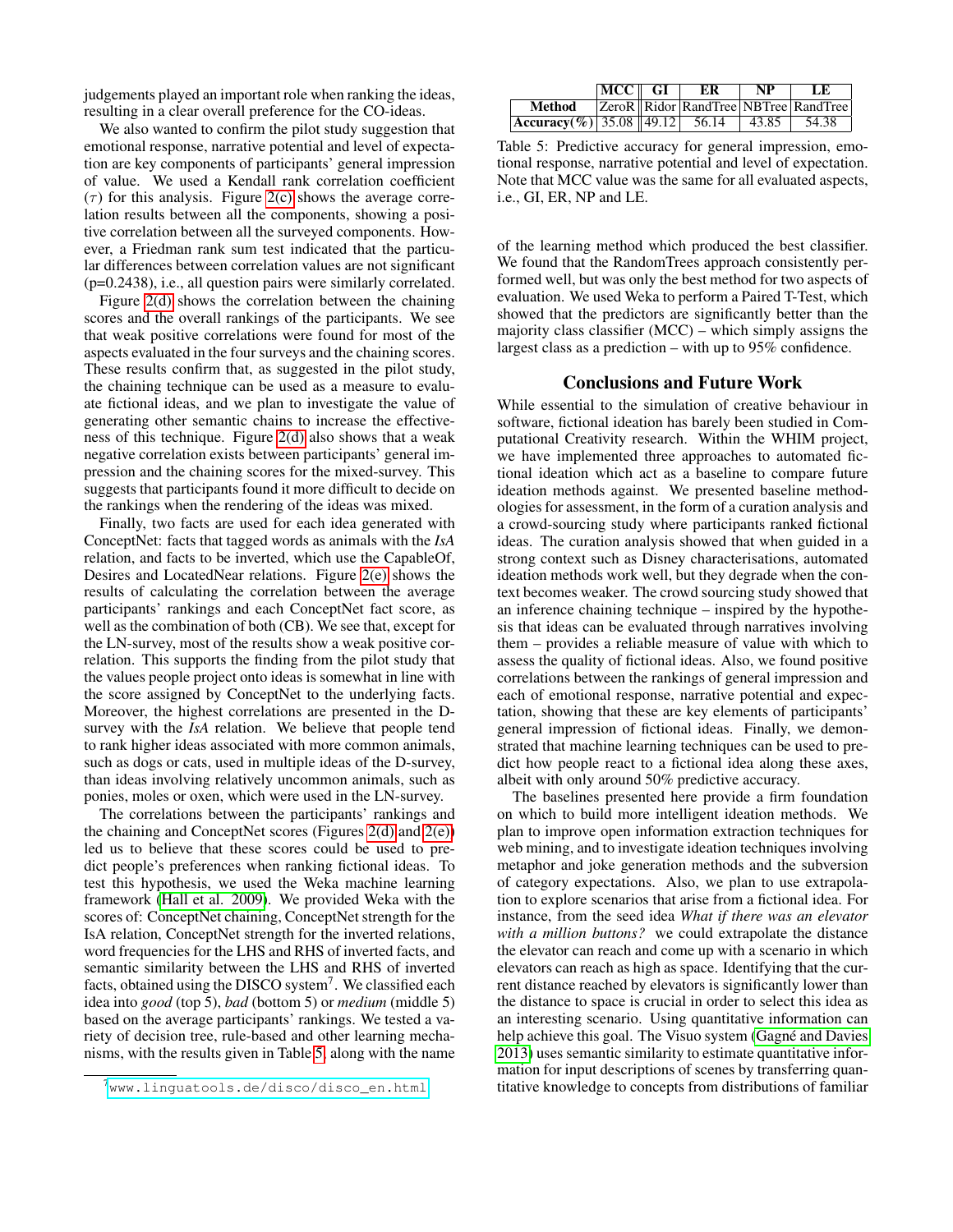judgements played an important role when ranking the ideas, resulting in a clear overall preference for the CO-ideas.

We also wanted to confirm the pilot study suggestion that emotional response, narrative potential and level of expectation are key components of participants' general impression of value. We used a Kendall rank correlation coefficient ($\tau$) for this analysis. Figure 2(c) shows the average correlation results between all the components, showing a positive correlation between all the surveyed components. However, a Friedman rank sum test indicated that the particular differences between correlation values are not significant (p=0.2438), i.e., all question pairs were similarly correlated.

Figure 2(d) shows the correlation between the chaining scores and the overall rankings of the participants. We see that weak positive correlations were found for most of the aspects evaluated in the four surveys and the chaining scores. These results confirm that, as suggested in the pilot study, the chaining technique can be used as a measure to evaluate fictional ideas, and we plan to investigate the value of generating other semantic chains to increase the effectiveness of this technique. Figure 2(d) also shows that a weak negative correlation exists between participants' general impression and the chaining scores for the mixed-survey. This suggests that participants found it more difficult to decide on the rankings when the rendering of the ideas was mixed.

Finally, two facts are used for each idea generated with ConceptNet: facts that tagged words as animals with the *IsA* relation, and facts to be inverted, which use the CapableOf, Desires and LocatedNear relations. Figure 2(e) shows the results of calculating the correlation between the average participants' rankings and each ConceptNet fact score, as well as the combination of both (CB). We see that, except for the LN-survey, most of the results show a weak positive correlation. This supports the finding from the pilot study that the values people project onto ideas is somewhat in line with the score assigned by ConceptNet to the underlying facts. Moreover, the highest correlations are presented in the D-survey with the *IsA* relation. We believe that people tend to rank higher ideas associated with more common animals, such as dogs or cats, used in multiple ideas of the D-survey, than ideas involving relatively uncommon animals, such as ponies, moles or oxen, which were used in the LN-survey.

The correlations between the participants' rankings and the chaining and ConceptNet scores (Figures 2(d) and 2(e)) led us to believe that these scores could be used to predict people's preferences when ranking fictional ideas. To test this hypothesis, we used the Weka machine learning framework (Hall et al. 2009). We provided Weka with the scores of: ConceptNet chaining, ConceptNet strength for the IsA relation, ConceptNet strength for the inverted relations, word frequencies for the LHS and RHS of inverted facts, and semantic similarity between the LHS and RHS of inverted facts, obtained using the DISCO system[7]. We classified each idea into *good* (top 5), *bad* (bottom 5) or *medium* (middle 5) based on the average participants' rankings. We tested a variety of decision tree, rule-based and other learning mechanisms, with the results given in Table 5, along with the name of the learning method which produced the best classifier. We found that the RandomTrees approach consistently performed well, but was only the best method for two aspects of evaluation. We used Weka to perform a Paired T-Test, which showed that the predictors are significantly better than the majority class classifier (MCC) – which simply assigns the largest class as a prediction – with up to 95% confidence.

|  | MCC | GI | ER | NP | LE |
|---|---|---|---|---|---|
| **Method** | ZeroR | Ridor | RandTree | NBTree | RandTree |
| **Accuracy(%)** | 35.08 | 49.12 | 56.14 | 43.85 | 54.38 |

Table 5: Predictive accuracy for general impression, emotional response, narrative potential and level of expectation. Note that MCC value was the same for all evaluated aspects, i.e., GI, ER, NP and LE.

## Conclusions and Future Work

While essential to the simulation of creative behaviour in software, fictional ideation has barely been studied in Computational Creativity research. Within the WHIM project, we have implemented three approaches to automated fictional ideation which act as a baseline to compare future ideation methods against. We presented baseline methodologies for assessment, in the form of a curation analysis and a crowd-sourcing study where participants ranked fictional ideas. The curation analysis showed that when guided in a strong context such as Disney characterisations, automated ideation methods work well, but they degrade when the context becomes weaker. The crowd sourcing study showed that an inference chaining technique – inspired by the hypothesis that ideas can be evaluated through narratives involving them – provides a reliable measure of value with which to assess the quality of fictional ideas. Also, we found positive correlations between the rankings of general impression and each of emotional response, narrative potential and expectation, showing that these are key elements of participants' general impression of fictional ideas. Finally, we demonstrated that machine learning techniques can be used to predict how people react to a fictional idea along these axes, albeit with only around 50% predictive accuracy.

The baselines presented here provide a firm foundation on which to build more intelligent ideation methods. We plan to improve open information extraction techniques for web mining, and to investigate ideation techniques involving metaphor and joke generation methods and the subversion of category expectations. Also, we plan to use extrapolation to explore scenarios that arise from a fictional idea. For instance, from the seed idea *What if there was an elevator with a million buttons?* we could extrapolate the distance the elevator can reach and come up with a scenario in which elevators can reach as high as space. Identifying that the current distance reached by elevators is significantly lower than the distance to space is crucial in order to select this idea as an interesting scenario. Using quantitative information can help achieve this goal. The Visuo system (Gagné and Davies 2013) uses semantic similarity to estimate quantitative information for input descriptions of scenes by transferring quantitative knowledge to concepts from distributions of familiar

[7] www.linguatools.de/disco/disco_en.html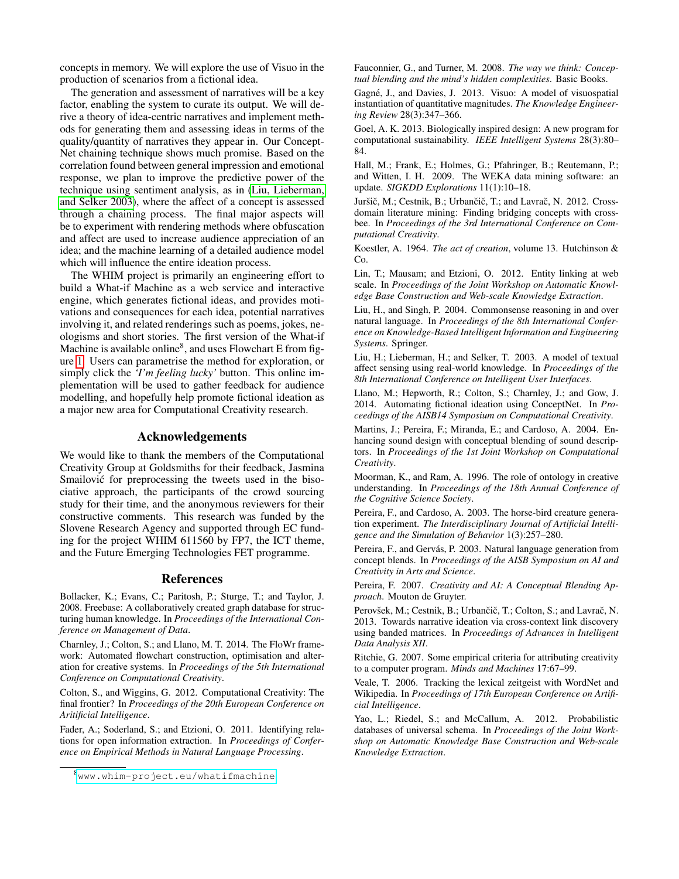concepts in memory. We will explore the use of Visuo in the production of scenarios from a fictional idea.

The generation and assessment of narratives will be a key factor, enabling the system to curate its output. We will derive a theory of idea-centric narratives and implement methods for generating them and assessing ideas in terms of the quality/quantity of narratives they appear in. Our ConceptNet chaining technique shows much promise. Based on the correlation found between general impression and emotional response, we plan to improve the predictive power of the technique using sentiment analysis, as in (Liu, Lieberman, and Selker 2003), where the affect of a concept is assessed through a chaining process. The final major aspects will be to experiment with rendering methods where obfuscation and affect are used to increase audience appreciation of an idea; and the machine learning of a detailed audience model which will influence the entire ideation process.

The WHIM project is primarily an engineering effort to build a What-if Machine as a web service and interactive engine, which generates fictional ideas, and provides motivations and consequences for each idea, potential narratives involving it, and related renderings such as poems, jokes, neologisms and short stories. The first version of the What-if Machine is available online[8], and uses Flowchart E from figure 1. Users can parametrise the method for exploration, or simply click the *'I'm feeling lucky'* button. This online implementation will be used to gather feedback for audience modelling, and hopefully help promote fictional ideation as a major new area for Computational Creativity research.

## Acknowledgements

We would like to thank the members of the Computational Creativity Group at Goldsmiths for their feedback, Jasmina Smailović for preprocessing the tweets used in the bisociative approach, the participants of the crowd sourcing study for their time, and the anonymous reviewers for their constructive comments. This research was funded by the Slovene Research Agency and supported through EC funding for the project WHIM 611560 by FP7, the ICT theme, and the Future Emerging Technologies FET programme.

## References

Bollacker, K.; Evans, C.; Paritosh, P.; Sturge, T.; and Taylor, J. 2008. Freebase: A collaboratively created graph database for structuring human knowledge. In *Proceedings of the International Conference on Management of Data*.

Charnley, J.; Colton, S.; and Llano, M. T. 2014. The FloWr framework: Automated flowchart construction, optimisation and alteration for creative systems. In *Proceedings of the 5th International Conference on Computational Creativity*.

Colton, S., and Wiggins, G. 2012. Computational Creativity: The final frontier? In *Proceedings of the 20th European Conference on Aritificial Intelligence*.

Fader, A.; Soderland, S.; and Etzioni, O. 2011. Identifying relations for open information extraction. In *Proceedings of Conference on Empirical Methods in Natural Language Processing*.

Fauconnier, G., and Turner, M. 2008. *The way we think: Conceptual blending and the mind's hidden complexities*. Basic Books.

Gagné, J., and Davies, J. 2013. Visuo: A model of visuospatial instantiation of quantitative magnitudes. *The Knowledge Engineering Review* 28(3):347–366.

Goel, A. K. 2013. Biologically inspired design: A new program for computational sustainability. *IEEE Intelligent Systems* 28(3):80–84.

Hall, M.; Frank, E.; Holmes, G.; Pfahringer, B.; Reutemann, P.; and Witten, I. H. 2009. The WEKA data mining software: an update. *SIGKDD Explorations* 11(1):10–18.

Juršič, M.; Cestnik, B.; Urbančič, T.; and Lavrač, N. 2012. Cross-domain literature mining: Finding bridging concepts with cross-bee. In *Proceedings of the 3rd International Conference on Computational Creativity*.

Koestler, A. 1964. *The act of creation*, volume 13. Hutchinson & Co.

Lin, T.; Mausam; and Etzioni, O. 2012. Entity linking at web scale. In *Proceedings of the Joint Workshop on Automatic Knowledge Base Construction and Web-scale Knowledge Extraction*.

Liu, H., and Singh, P. 2004. Commonsense reasoning in and over natural language. In *Proceedings of the 8th International Conference on Knowledge-Based Intelligent Information and Engineering Systems*. Springer.

Liu, H.; Lieberman, H.; and Selker, T. 2003. A model of textual affect sensing using real-world knowledge. In *Proceedings of the 8th International Conference on Intelligent User Interfaces*.

Llano, M.; Hepworth, R.; Colton, S.; Charnley, J.; and Gow, J. 2014. Automating fictional ideation using ConceptNet. In *Proceedings of the AISB14 Symposium on Computational Creativity*.

Martins, J.; Pereira, F.; Miranda, E.; and Cardoso, A. 2004. Enhancing sound design with conceptual blending of sound descriptors. In *Proceedings of the 1st Joint Workshop on Computational Creativity*.

Moorman, K., and Ram, A. 1996. The role of ontology in creative understanding. In *Proceedings of the 18th Annual Conference of the Cognitive Science Society*.

Pereira, F., and Cardoso, A. 2003. The horse-bird creature generation experiment. *The Interdisciplinary Journal of Artificial Intelligence and the Simulation of Behavior* 1(3):257–280.

Pereira, F., and Gervás, P. 2003. Natural language generation from concept blends. In *Proceedings of the AISB Symposium on AI and Creativity in Arts and Science*.

Pereira, F. 2007. *Creativity and AI: A Conceptual Blending Approach*. Mouton de Gruyter.

Perovšek, M.; Cestnik, B.; Urbančič, T.; Colton, S.; and Lavrač, N. 2013. Towards narrative ideation via cross-context link discovery using banded matrices. In *Proceedings of Advances in Intelligent Data Analysis XII*.

Ritchie, G. 2007. Some empirical criteria for attributing creativity to a computer program. *Minds and Machines* 17:67–99.

Veale, T. 2006. Tracking the lexical zeitgeist with WordNet and Wikipedia. In *Proceedings of 17th European Conference on Artificial Intelligence*.

Yao, L.; Riedel, S.; and McCallum, A. 2012. Probabilistic databases of universal schema. In *Proceedings of the Joint Workshop on Automatic Knowledge Base Construction and Web-scale Knowledge Extraction*.

[8] www.whim-project.eu/whatifmachine